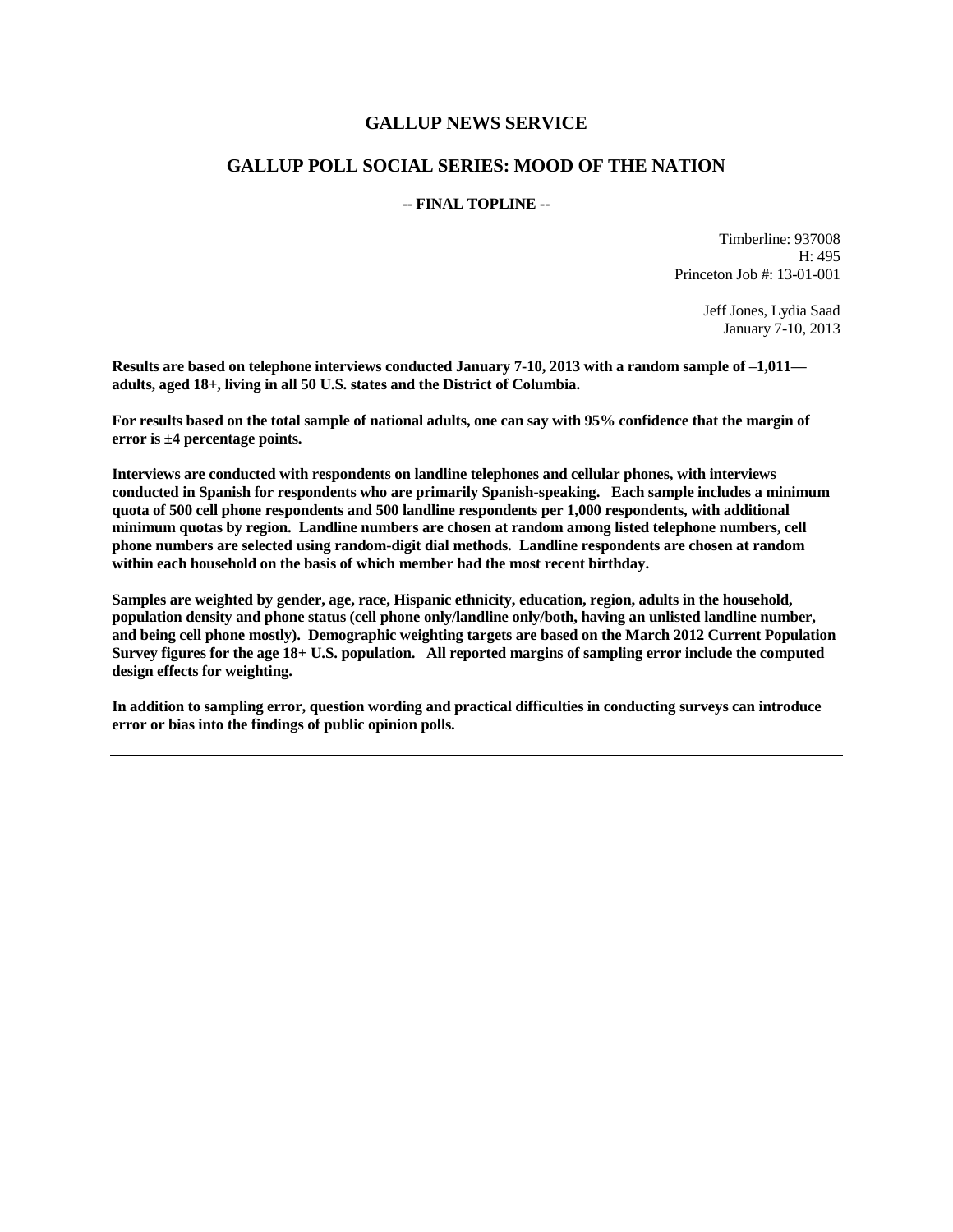# GALLUP NEWS SERVICE

## GALLUP POLL SOCIAL SERIES: MOOD OF THE NATION

**-- FINAL TOPLINE --**

Timberline: 937008
H: 495
Princeton Job #: 13-01-001

Jeff Jones, Lydia Saad
January 7-10, 2013

---

**Results are based on telephone interviews conducted January 7-10, 2013 with a random sample of –1,011— adults, aged 18+, living in all 50 U.S. states and the District of Columbia.**

**For results based on the total sample of national adults, one can say with 95% confidence that the margin of error is ±4 percentage points.**

**Interviews are conducted with respondents on landline telephones and cellular phones, with interviews conducted in Spanish for respondents who are primarily Spanish-speaking. Each sample includes a minimum quota of 500 cell phone respondents and 500 landline respondents per 1,000 respondents, with additional minimum quotas by region. Landline numbers are chosen at random among listed telephone numbers, cell phone numbers are selected using random-digit dial methods. Landline respondents are chosen at random within each household on the basis of which member had the most recent birthday.**

**Samples are weighted by gender, age, race, Hispanic ethnicity, education, region, adults in the household, population density and phone status (cell phone only/landline only/both, having an unlisted landline number, and being cell phone mostly). Demographic weighting targets are based on the March 2012 Current Population Survey figures for the age 18+ U.S. population. All reported margins of sampling error include the computed design effects for weighting.**

**In addition to sampling error, question wording and practical difficulties in conducting surveys can introduce error or bias into the findings of public opinion polls.**

---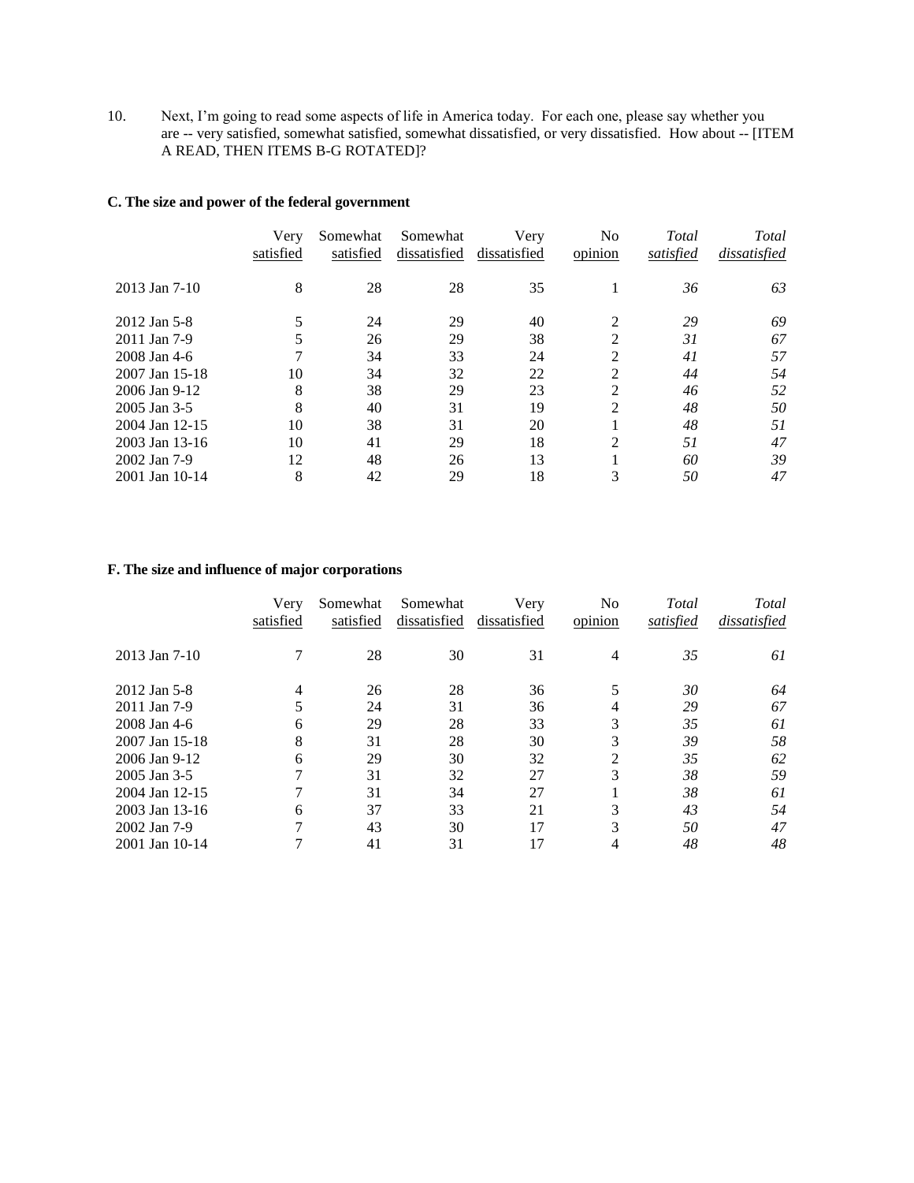10. Next, I'm going to read some aspects of life in America today. For each one, please say whether you are -- very satisfied, somewhat satisfied, somewhat dissatisfied, or very dissatisfied. How about -- [ITEM A READ, THEN ITEMS B-G ROTATED]?

**C. The size and power of the federal government**

| | Very satisfied | Somewhat satisfied | Somewhat dissatisfied | Very dissatisfied | No opinion | *Total satisfied* | *Total dissatisfied* |
|---|---|---|---|---|---|---|---|
| 2013 Jan 7-10 | 8 | 28 | 28 | 35 | 1 | *36* | *63* |
| 2012 Jan 5-8 | 5 | 24 | 29 | 40 | 2 | *29* | *69* |
| 2011 Jan 7-9 | 5 | 26 | 29 | 38 | 2 | *31* | *67* |
| 2008 Jan 4-6 | 7 | 34 | 33 | 24 | 2 | *41* | *57* |
| 2007 Jan 15-18 | 10 | 34 | 32 | 22 | 2 | *44* | *54* |
| 2006 Jan 9-12 | 8 | 38 | 29 | 23 | 2 | *46* | *52* |
| 2005 Jan 3-5 | 8 | 40 | 31 | 19 | 2 | *48* | *50* |
| 2004 Jan 12-15 | 10 | 38 | 31 | 20 | 1 | *48* | *51* |
| 2003 Jan 13-16 | 10 | 41 | 29 | 18 | 2 | *51* | *47* |
| 2002 Jan 7-9 | 12 | 48 | 26 | 13 | 1 | *60* | *39* |
| 2001 Jan 10-14 | 8 | 42 | 29 | 18 | 3 | *50* | *47* |

**F. The size and influence of major corporations**

| | Very satisfied | Somewhat satisfied | Somewhat dissatisfied | Very dissatisfied | No opinion | *Total satisfied* | *Total dissatisfied* |
|---|---|---|---|---|---|---|---|
| 2013 Jan 7-10 | 7 | 28 | 30 | 31 | 4 | *35* | *61* |
| 2012 Jan 5-8 | 4 | 26 | 28 | 36 | 5 | *30* | *64* |
| 2011 Jan 7-9 | 5 | 24 | 31 | 36 | 4 | *29* | *67* |
| 2008 Jan 4-6 | 6 | 29 | 28 | 33 | 3 | *35* | *61* |
| 2007 Jan 15-18 | 8 | 31 | 28 | 30 | 3 | *39* | *58* |
| 2006 Jan 9-12 | 6 | 29 | 30 | 32 | 2 | *35* | *62* |
| 2005 Jan 3-5 | 7 | 31 | 32 | 27 | 3 | *38* | *59* |
| 2004 Jan 12-15 | 7 | 31 | 34 | 27 | 1 | *38* | *61* |
| 2003 Jan 13-16 | 6 | 37 | 33 | 21 | 3 | *43* | *54* |
| 2002 Jan 7-9 | 7 | 43 | 30 | 17 | 3 | *50* | *47* |
| 2001 Jan 10-14 | 7 | 41 | 31 | 17 | 4 | *48* | *48* |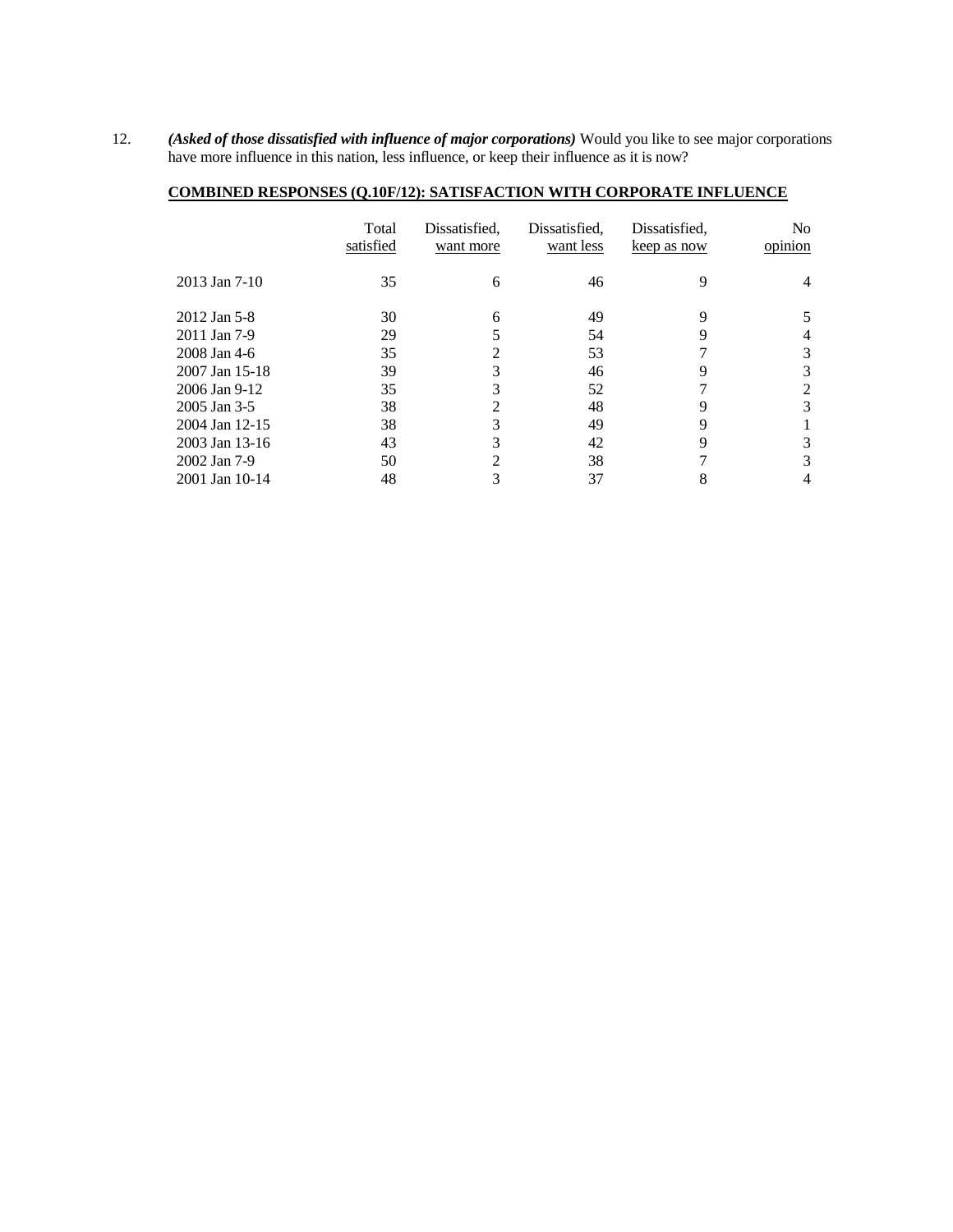12. ***(Asked of those dissatisfied with influence of major corporations)*** Would you like to see major corporations have more influence in this nation, less influence, or keep their influence as it is now?

**COMBINED RESPONSES (Q.10F/12): SATISFACTION WITH CORPORATE INFLUENCE**

| | Total satisfied | Dissatisfied, want more | Dissatisfied, want less | Dissatisfied, keep as now | No opinion |
|---|---|---|---|---|---|
| 2013 Jan 7-10 | 35 | 6 | 46 | 9 | 4 |
| 2012 Jan 5-8 | 30 | 6 | 49 | 9 | 5 |
| 2011 Jan 7-9 | 29 | 5 | 54 | 9 | 4 |
| 2008 Jan 4-6 | 35 | 2 | 53 | 7 | 3 |
| 2007 Jan 15-18 | 39 | 3 | 46 | 9 | 3 |
| 2006 Jan 9-12 | 35 | 3 | 52 | 7 | 2 |
| 2005 Jan 3-5 | 38 | 2 | 48 | 9 | 3 |
| 2004 Jan 12-15 | 38 | 3 | 49 | 9 | 1 |
| 2003 Jan 13-16 | 43 | 3 | 42 | 9 | 3 |
| 2002 Jan 7-9 | 50 | 2 | 38 | 7 | 3 |
| 2001 Jan 10-14 | 48 | 3 | 37 | 8 | 4 |